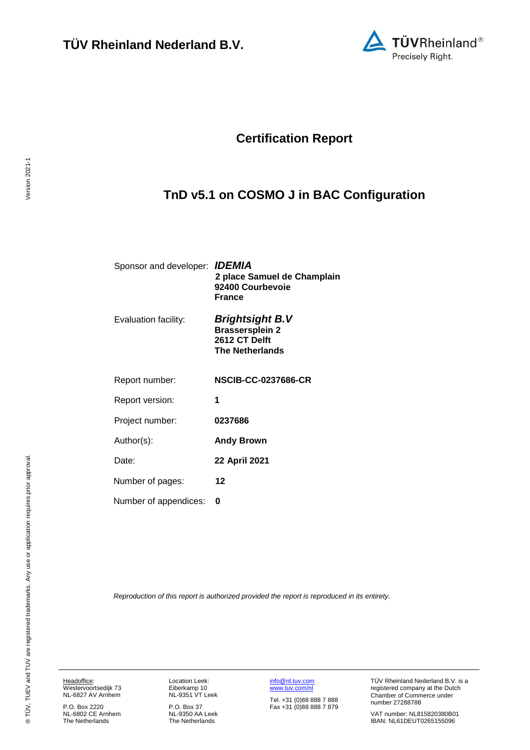**TÜV Rheinland Nederland B.V.**

TÜVRheinland®
Precisely Right.

# Certification Report

## TnD v5.1 on COSMO J in BAC Configuration

| | |
|---|---|
| Sponsor and developer: | ***IDEMIA*** **2 place Samuel de Champlain** **92400 Courbevoie** **France** |
| Evaluation facility: | ***Brightsight B.V*** **Brassersplein 2** **2612 CT Delft** **The Netherlands** |
| Report number: | **NSCIB-CC-0237686-CR** |
| Report version: | **1** |
| Project number: | **0237686** |
| Author(s): | **Andy Brown** |
| Date: | **22 April 2021** |
| Number of pages: | **12** |
| Number of appendices: | **0** |

*Reproduction of this report is authorized provided the report is reproduced in its entirety.*

Version 2021-1

® TÜV, TUEV and TUV are registered trademarks. Any use or application requires prior approval.

Headoffice:
Westervoortsedijk 73
NL-6827 AV Arnhem

P.O. Box 2220
NL-6802 CE Arnhem
The Netherlands

Location Leek:
Eiberkamp 10
NL-9351 VT Leek

P.O. Box 37
NL-9350 AA Leek
The Netherlands

info@nl.tuv.com
www.tuv.com/nl

Tel. +31 (0)88 888 7 888
Fax +31 (0)88 888 7 879

TÜV Rheinland Nederland B.V. is a registered company at the Dutch Chamber of Commerce under number 27288788

VAT number: NL815820380B01
IBAN: NL61DEUT0265155096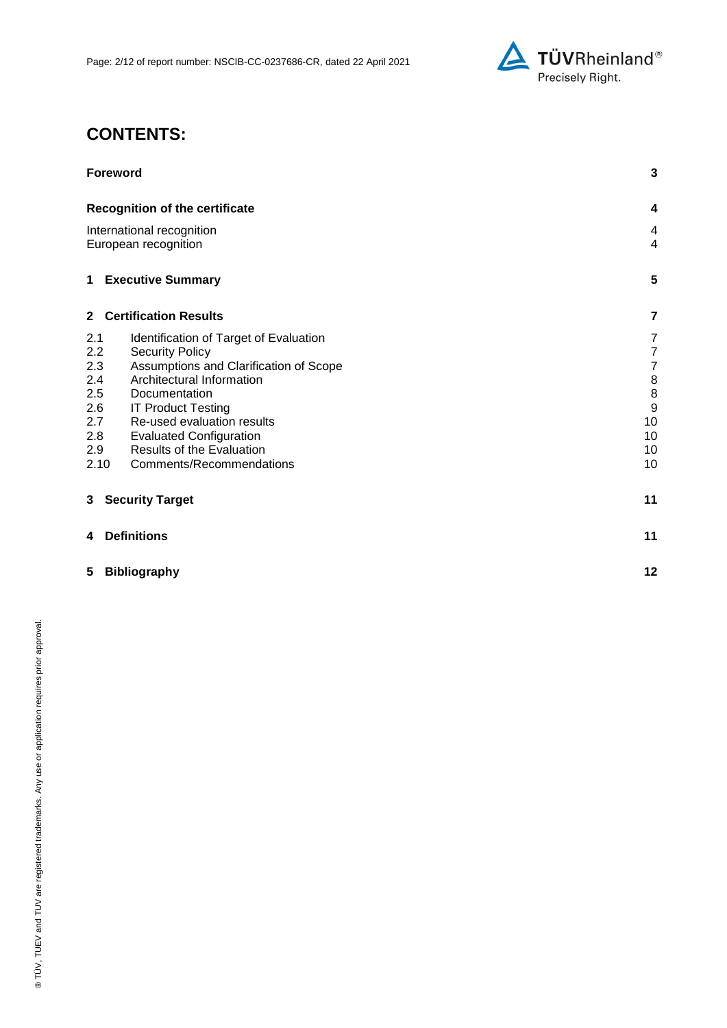# CONTENTS:

| | |
|---|---|
| **Foreword** | **3** |
| **Recognition of the certificate** | **4** |
| International recognition | 4 |
| European recognition | 4 |
| **1 Executive Summary** | **5** |
| **2 Certification Results** | **7** |
| 2.1 Identification of Target of Evaluation | 7 |
| 2.2 Security Policy | 7 |
| 2.3 Assumptions and Clarification of Scope | 7 |
| 2.4 Architectural Information | 8 |
| 2.5 Documentation | 8 |
| 2.6 IT Product Testing | 9 |
| 2.7 Re-used evaluation results | 10 |
| 2.8 Evaluated Configuration | 10 |
| 2.9 Results of the Evaluation | 10 |
| 2.10 Comments/Recommendations | 10 |
| **3 Security Target** | **11** |
| **4 Definitions** | **11** |
| **5 Bibliography** | **12** |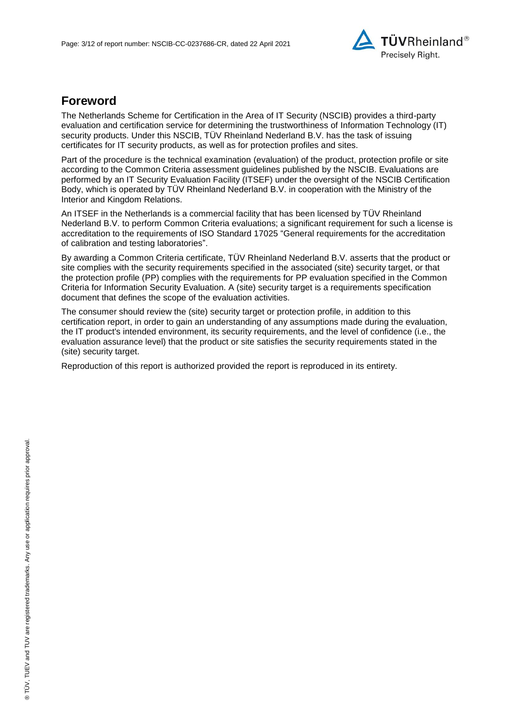## Foreword

The Netherlands Scheme for Certification in the Area of IT Security (NSCIB) provides a third-party evaluation and certification service for determining the trustworthiness of Information Technology (IT) security products. Under this NSCIB, TÜV Rheinland Nederland B.V. has the task of issuing certificates for IT security products, as well as for protection profiles and sites.

Part of the procedure is the technical examination (evaluation) of the product, protection profile or site according to the Common Criteria assessment guidelines published by the NSCIB. Evaluations are performed by an IT Security Evaluation Facility (ITSEF) under the oversight of the NSCIB Certification Body, which is operated by TÜV Rheinland Nederland B.V. in cooperation with the Ministry of the Interior and Kingdom Relations.

An ITSEF in the Netherlands is a commercial facility that has been licensed by TÜV Rheinland Nederland B.V. to perform Common Criteria evaluations; a significant requirement for such a license is accreditation to the requirements of ISO Standard 17025 "General requirements for the accreditation of calibration and testing laboratories".

By awarding a Common Criteria certificate, TÜV Rheinland Nederland B.V. asserts that the product or site complies with the security requirements specified in the associated (site) security target, or that the protection profile (PP) complies with the requirements for PP evaluation specified in the Common Criteria for Information Security Evaluation. A (site) security target is a requirements specification document that defines the scope of the evaluation activities.

The consumer should review the (site) security target or protection profile, in addition to this certification report, in order to gain an understanding of any assumptions made during the evaluation, the IT product's intended environment, its security requirements, and the level of confidence (i.e., the evaluation assurance level) that the product or site satisfies the security requirements stated in the (site) security target.

Reproduction of this report is authorized provided the report is reproduced in its entirety.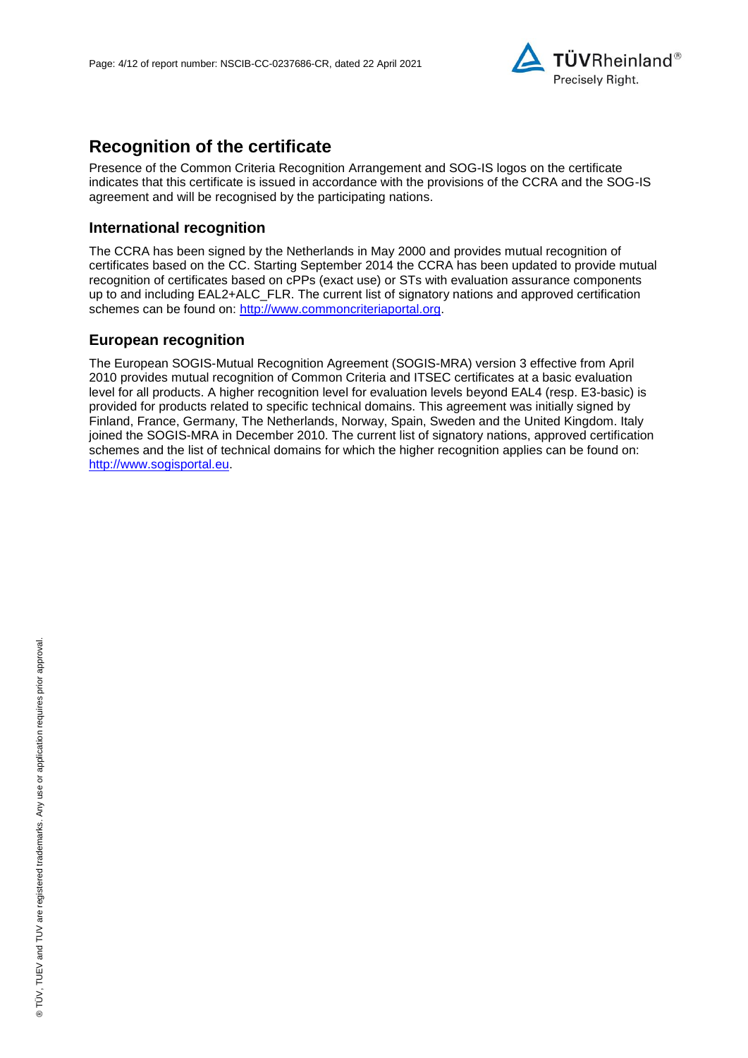## Recognition of the certificate

Presence of the Common Criteria Recognition Arrangement and SOG-IS logos on the certificate indicates that this certificate is issued in accordance with the provisions of the CCRA and the SOG-IS agreement and will be recognised by the participating nations.

### International recognition

The CCRA has been signed by the Netherlands in May 2000 and provides mutual recognition of certificates based on the CC. Starting September 2014 the CCRA has been updated to provide mutual recognition of certificates based on cPPs (exact use) or STs with evaluation assurance components up to and including EAL2+ALC_FLR. The current list of signatory nations and approved certification schemes can be found on: http://www.commoncriteriaportal.org.

### European recognition

The European SOGIS-Mutual Recognition Agreement (SOGIS-MRA) version 3 effective from April 2010 provides mutual recognition of Common Criteria and ITSEC certificates at a basic evaluation level for all products. A higher recognition level for evaluation levels beyond EAL4 (resp. E3-basic) is provided for products related to specific technical domains. This agreement was initially signed by Finland, France, Germany, The Netherlands, Norway, Spain, Sweden and the United Kingdom. Italy joined the SOGIS-MRA in December 2010. The current list of signatory nations, approved certification schemes and the list of technical domains for which the higher recognition applies can be found on: http://www.sogisportal.eu.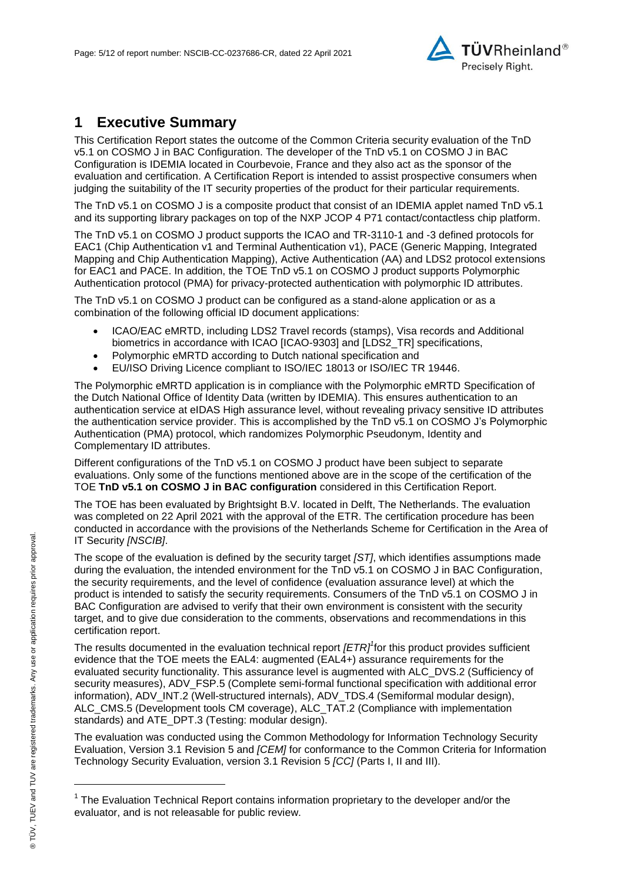# 1 Executive Summary

This Certification Report states the outcome of the Common Criteria security evaluation of the TnD v5.1 on COSMO J in BAC Configuration. The developer of the TnD v5.1 on COSMO J in BAC Configuration is IDEMIA located in Courbevoie, France and they also act as the sponsor of the evaluation and certification. A Certification Report is intended to assist prospective consumers when judging the suitability of the IT security properties of the product for their particular requirements.

The TnD v5.1 on COSMO J is a composite product that consist of an IDEMIA applet named TnD v5.1 and its supporting library packages on top of the NXP JCOP 4 P71 contact/contactless chip platform.

The TnD v5.1 on COSMO J product supports the ICAO and TR-3110-1 and -3 defined protocols for EAC1 (Chip Authentication v1 and Terminal Authentication v1), PACE (Generic Mapping, Integrated Mapping and Chip Authentication Mapping), Active Authentication (AA) and LDS2 protocol extensions for EAC1 and PACE. In addition, the TOE TnD v5.1 on COSMO J product supports Polymorphic Authentication protocol (PMA) for privacy-protected authentication with polymorphic ID attributes.

The TnD v5.1 on COSMO J product can be configured as a stand-alone application or as a combination of the following official ID document applications:

- ICAO/EAC eMRTD, including LDS2 Travel records (stamps), Visa records and Additional biometrics in accordance with ICAO [ICAO-9303] and [LDS2_TR] specifications,
- Polymorphic eMRTD according to Dutch national specification and
- EU/ISO Driving Licence compliant to ISO/IEC 18013 or ISO/IEC TR 19446.

The Polymorphic eMRTD application is in compliance with the Polymorphic eMRTD Specification of the Dutch National Office of Identity Data (written by IDEMIA). This ensures authentication to an authentication service at eIDAS High assurance level, without revealing privacy sensitive ID attributes the authentication service provider. This is accomplished by the TnD v5.1 on COSMO J's Polymorphic Authentication (PMA) protocol, which randomizes Polymorphic Pseudonym, Identity and Complementary ID attributes.

Different configurations of the TnD v5.1 on COSMO J product have been subject to separate evaluations. Only some of the functions mentioned above are in the scope of the certification of the TOE **TnD v5.1 on COSMO J in BAC configuration** considered in this Certification Report.

The TOE has been evaluated by Brightsight B.V. located in Delft, The Netherlands. The evaluation was completed on 22 April 2021 with the approval of the ETR. The certification procedure has been conducted in accordance with the provisions of the Netherlands Scheme for Certification in the Area of IT Security *[NSCIB]*.

The scope of the evaluation is defined by the security target *[ST]*, which identifies assumptions made during the evaluation, the intended environment for the TnD v5.1 on COSMO J in BAC Configuration, the security requirements, and the level of confidence (evaluation assurance level) at which the product is intended to satisfy the security requirements. Consumers of the TnD v5.1 on COSMO J in BAC Configuration are advised to verify that their own environment is consistent with the security target, and to give due consideration to the comments, observations and recommendations in this certification report.

The results documented in the evaluation technical report *[ETR]*[1] for this product provides sufficient evidence that the TOE meets the EAL4: augmented (EAL4+) assurance requirements for the evaluated security functionality. This assurance level is augmented with ALC_DVS.2 (Sufficiency of security measures), ADV_FSP.5 (Complete semi-formal functional specification with additional error information), ADV_INT.2 (Well-structured internals), ADV_TDS.4 (Semiformal modular design), ALC_CMS.5 (Development tools CM coverage), ALC_TAT.2 (Compliance with implementation standards) and ATE_DPT.3 (Testing: modular design).

The evaluation was conducted using the Common Methodology for Information Technology Security Evaluation, Version 3.1 Revision 5 and *[CEM]* for conformance to the Common Criteria for Information Technology Security Evaluation, version 3.1 Revision 5 *[CC]* (Parts I, II and III).

[1] The Evaluation Technical Report contains information proprietary to the developer and/or the evaluator, and is not releasable for public review.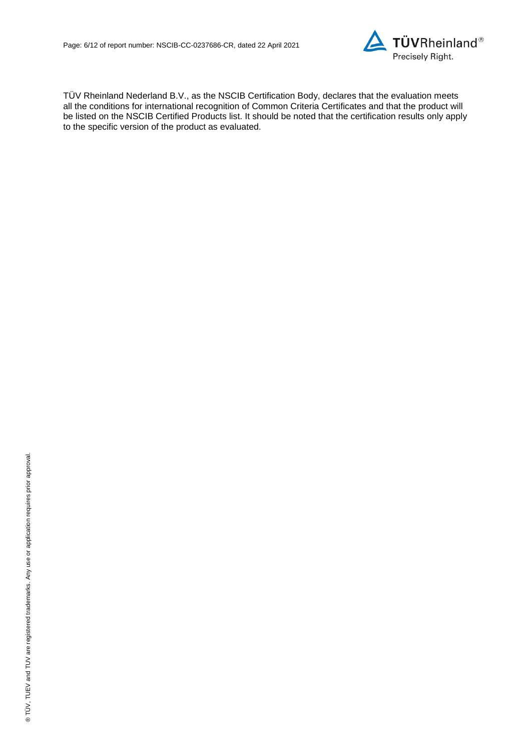TÜV Rheinland Nederland B.V., as the NSCIB Certification Body, declares that the evaluation meets all the conditions for international recognition of Common Criteria Certificates and that the product will be listed on the NSCIB Certified Products list. It should be noted that the certification results only apply to the specific version of the product as evaluated.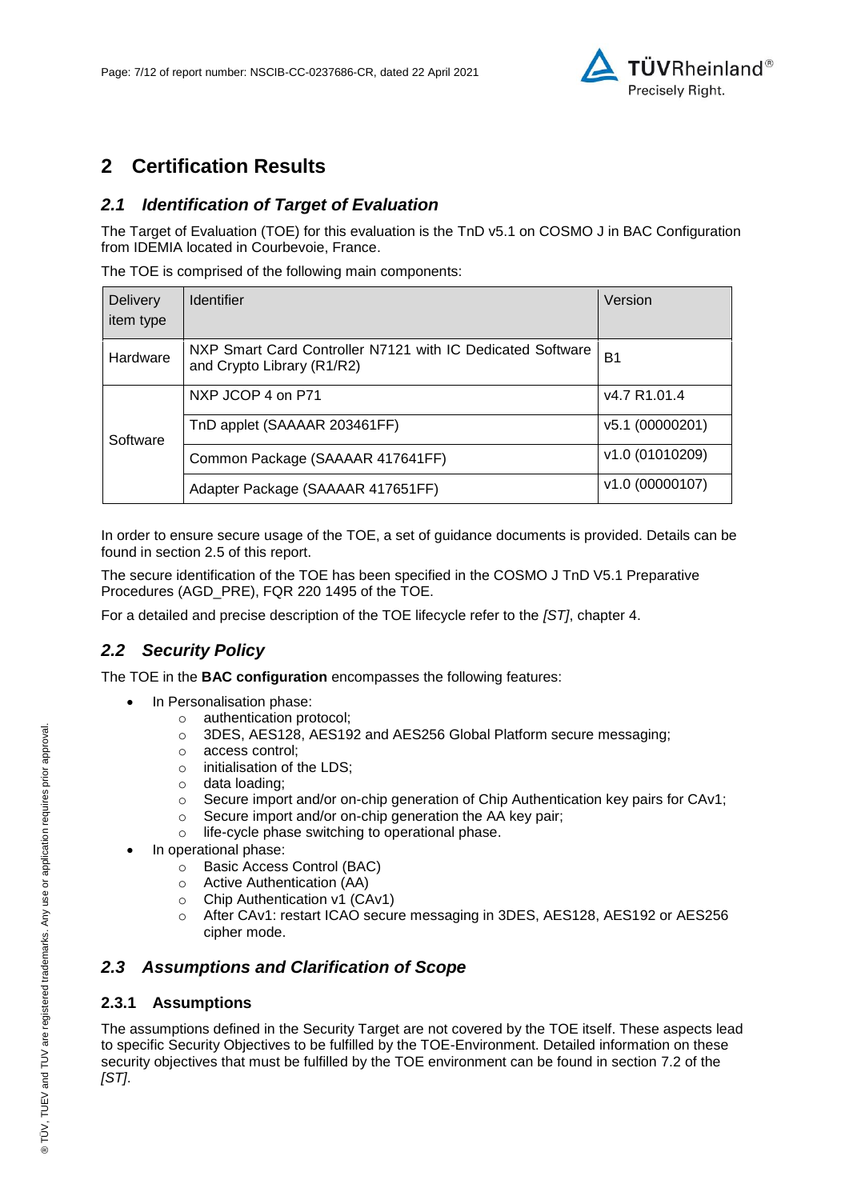# 2 Certification Results

## *2.1 Identification of Target of Evaluation*

The Target of Evaluation (TOE) for this evaluation is the TnD v5.1 on COSMO J in BAC Configuration from IDEMIA located in Courbevoie, France.

The TOE is comprised of the following main components:

| Delivery item type | Identifier | Version |
|---|---|---|
| Hardware | NXP Smart Card Controller N7121 with IC Dedicated Software and Crypto Library (R1/R2) | B1 |
| Software | NXP JCOP 4 on P71 | v4.7 R1.01.4 |
| | TnD applet (SAAAAR 203461FF) | v5.1 (00000201) |
| | Common Package (SAAAAR 417641FF) | v1.0 (01010209) |
| | Adapter Package (SAAAAR 417651FF) | v1.0 (00000107) |

In order to ensure secure usage of the TOE, a set of guidance documents is provided. Details can be found in section 2.5 of this report.

The secure identification of the TOE has been specified in the COSMO J TnD V5.1 Preparative Procedures (AGD_PRE), FQR 220 1495 of the TOE.

For a detailed and precise description of the TOE lifecycle refer to the *[ST]*, chapter 4.

## *2.2 Security Policy*

The TOE in the **BAC configuration** encompasses the following features:

- In Personalisation phase:
  - authentication protocol;
  - 3DES, AES128, AES192 and AES256 Global Platform secure messaging;
  - access control;
  - initialisation of the LDS;
  - data loading;
  - Secure import and/or on-chip generation of Chip Authentication key pairs for CAv1;
  - Secure import and/or on-chip generation the AA key pair;
  - life-cycle phase switching to operational phase.
- In operational phase:
  - Basic Access Control (BAC)
  - Active Authentication (AA)
  - Chip Authentication v1 (CAv1)
  - After CAv1: restart ICAO secure messaging in 3DES, AES128, AES192 or AES256 cipher mode.

## *2.3 Assumptions and Clarification of Scope*

### 2.3.1 Assumptions

The assumptions defined in the Security Target are not covered by the TOE itself. These aspects lead to specific Security Objectives to be fulfilled by the TOE-Environment. Detailed information on these security objectives that must be fulfilled by the TOE environment can be found in section 7.2 of the *[ST]*.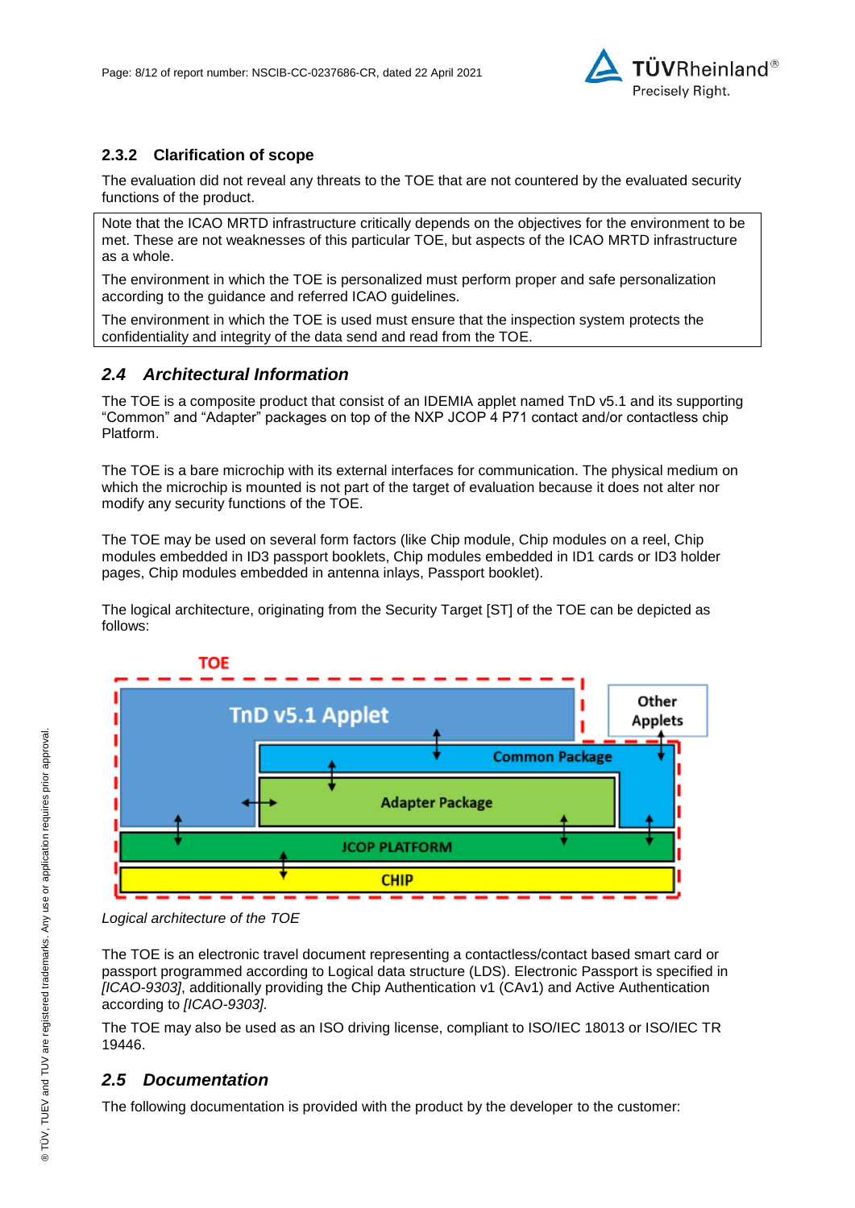### 2.3.2 Clarification of scope

The evaluation did not reveal any threats to the TOE that are not countered by the evaluated security functions of the product.

Note that the ICAO MRTD infrastructure critically depends on the objectives for the environment to be met. These are not weaknesses of this particular TOE, but aspects of the ICAO MRTD infrastructure as a whole.

The environment in which the TOE is personalized must perform proper and safe personalization according to the guidance and referred ICAO guidelines.

The environment in which the TOE is used must ensure that the inspection system protects the confidentiality and integrity of the data send and read from the TOE.

## *2.4 Architectural Information*

The TOE is a composite product that consist of an IDEMIA applet named TnD v5.1 and its supporting "Common" and "Adapter" packages on top of the NXP JCOP 4 P71 contact and/or contactless chip Platform.

The TOE is a bare microchip with its external interfaces for communication. The physical medium on which the microchip is mounted is not part of the target of evaluation because it does not alter nor modify any security functions of the TOE.

The TOE may be used on several form factors (like Chip module, Chip modules on a reel, Chip modules embedded in ID3 passport booklets, Chip modules embedded in ID1 cards or ID3 holder pages, Chip modules embedded in antenna inlays, Passport booklet).

The logical architecture, originating from the Security Target [ST] of the TOE can be depicted as follows:

TOE
TnD v5.1 Applet
Other Applets
Common Package
Adapter Package
JCOP PLATFORM
CHIP

*Logical architecture of the TOE*

The TOE is an electronic travel document representing a contactless/contact based smart card or passport programmed according to Logical data structure (LDS). Electronic Passport is specified in *[ICAO-9303]*, additionally providing the Chip Authentication v1 (CAv1) and Active Authentication according to *[ICAO-9303]*.

The TOE may also be used as an ISO driving license, compliant to ISO/IEC 18013 or ISO/IEC TR 19446.

## *2.5 Documentation*

The following documentation is provided with the product by the developer to the customer: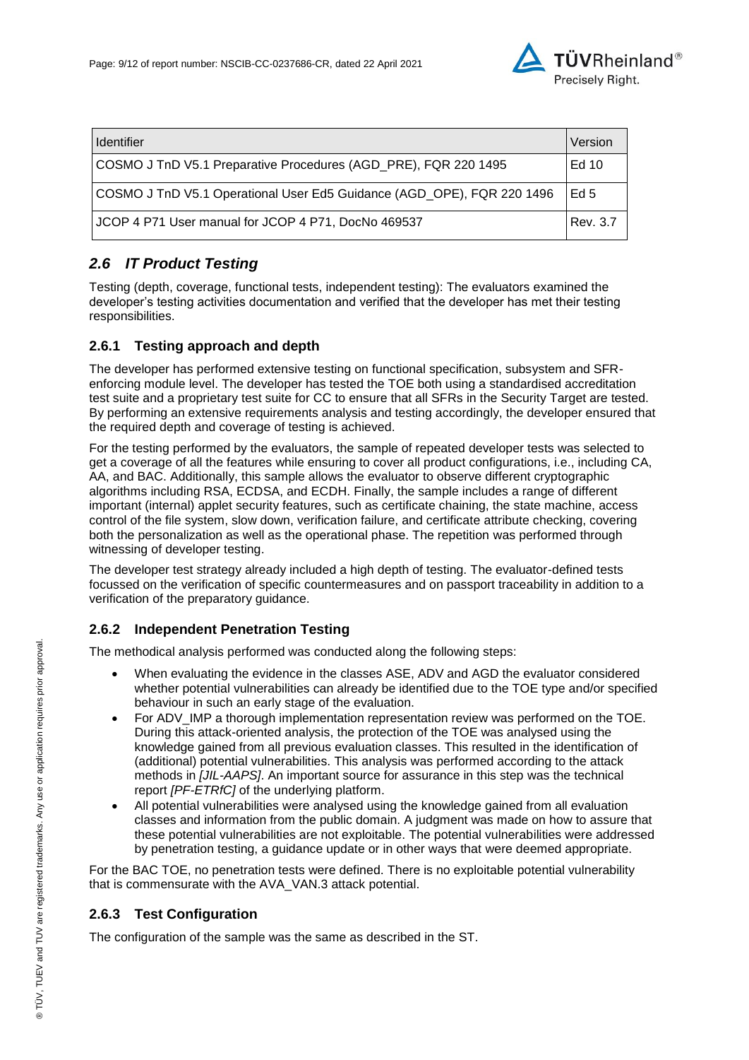| Identifier | Version |
|---|---|
| COSMO J TnD V5.1 Preparative Procedures (AGD_PRE), FQR 220 1495 | Ed 10 |
| COSMO J TnD V5.1 Operational User Ed5 Guidance (AGD_OPE), FQR 220 1496 | Ed 5 |
| JCOP 4 P71 User manual for JCOP 4 P71, DocNo 469537 | Rev. 3.7 |

## *2.6 IT Product Testing*

Testing (depth, coverage, functional tests, independent testing): The evaluators examined the developer's testing activities documentation and verified that the developer has met their testing responsibilities.

### 2.6.1 Testing approach and depth

The developer has performed extensive testing on functional specification, subsystem and SFR-enforcing module level. The developer has tested the TOE both using a standardised accreditation test suite and a proprietary test suite for CC to ensure that all SFRs in the Security Target are tested. By performing an extensive requirements analysis and testing accordingly, the developer ensured that the required depth and coverage of testing is achieved.

For the testing performed by the evaluators, the sample of repeated developer tests was selected to get a coverage of all the features while ensuring to cover all product configurations, i.e., including CA, AA, and BAC. Additionally, this sample allows the evaluator to observe different cryptographic algorithms including RSA, ECDSA, and ECDH. Finally, the sample includes a range of different important (internal) applet security features, such as certificate chaining, the state machine, access control of the file system, slow down, verification failure, and certificate attribute checking, covering both the personalization as well as the operational phase. The repetition was performed through witnessing of developer testing.

The developer test strategy already included a high depth of testing. The evaluator-defined tests focussed on the verification of specific countermeasures and on passport traceability in addition to a verification of the preparatory guidance.

### 2.6.2 Independent Penetration Testing

The methodical analysis performed was conducted along the following steps:

- When evaluating the evidence in the classes ASE, ADV and AGD the evaluator considered whether potential vulnerabilities can already be identified due to the TOE type and/or specified behaviour in such an early stage of the evaluation.
- For ADV_IMP a thorough implementation representation review was performed on the TOE. During this attack-oriented analysis, the protection of the TOE was analysed using the knowledge gained from all previous evaluation classes. This resulted in the identification of (additional) potential vulnerabilities. This analysis was performed according to the attack methods in *[JIL-AAPS]*. An important source for assurance in this step was the technical report *[PF-ETRfC]* of the underlying platform.
- All potential vulnerabilities were analysed using the knowledge gained from all evaluation classes and information from the public domain. A judgment was made on how to assure that these potential vulnerabilities are not exploitable. The potential vulnerabilities were addressed by penetration testing, a guidance update or in other ways that were deemed appropriate.

For the BAC TOE, no penetration tests were defined. There is no exploitable potential vulnerability that is commensurate with the AVA_VAN.3 attack potential.

### 2.6.3 Test Configuration

The configuration of the sample was the same as described in the ST.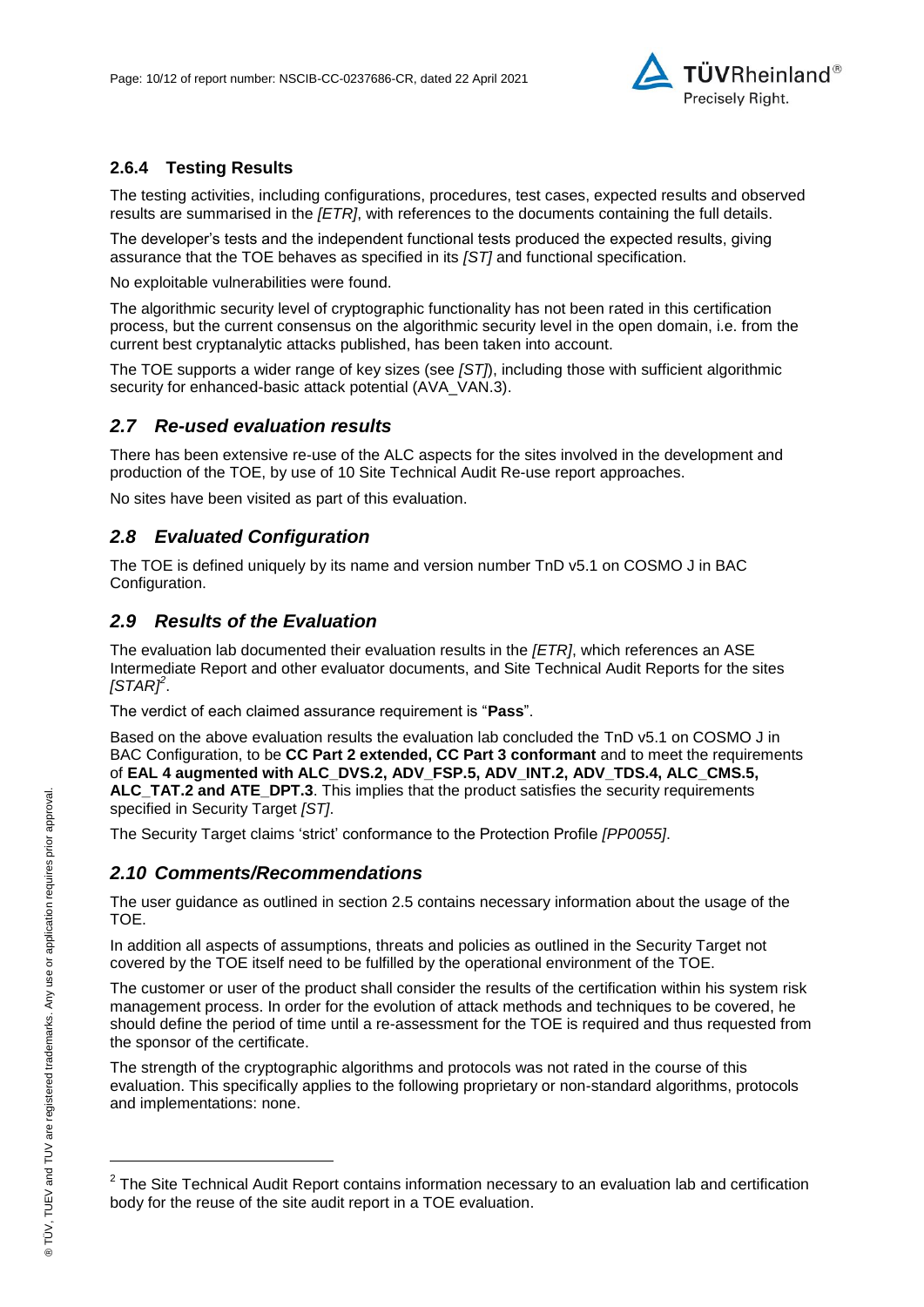### 2.6.4 Testing Results

The testing activities, including configurations, procedures, test cases, expected results and observed results are summarised in the *[ETR]*, with references to the documents containing the full details.

The developer's tests and the independent functional tests produced the expected results, giving assurance that the TOE behaves as specified in its *[ST]* and functional specification.

No exploitable vulnerabilities were found.

The algorithmic security level of cryptographic functionality has not been rated in this certification process, but the current consensus on the algorithmic security level in the open domain, i.e. from the current best cryptanalytic attacks published, has been taken into account.

The TOE supports a wider range of key sizes (see *[ST]*), including those with sufficient algorithmic security for enhanced-basic attack potential (AVA_VAN.3).

## *2.7 Re-used evaluation results*

There has been extensive re-use of the ALC aspects for the sites involved in the development and production of the TOE, by use of 10 Site Technical Audit Re-use report approaches.

No sites have been visited as part of this evaluation.

## *2.8 Evaluated Configuration*

The TOE is defined uniquely by its name and version number TnD v5.1 on COSMO J in BAC Configuration.

## *2.9 Results of the Evaluation*

The evaluation lab documented their evaluation results in the *[ETR]*, which references an ASE Intermediate Report and other evaluator documents, and Site Technical Audit Reports for the sites *[STAR]*[2].

The verdict of each claimed assurance requirement is "**Pass**".

Based on the above evaluation results the evaluation lab concluded the TnD v5.1 on COSMO J in BAC Configuration, to be **CC Part 2 extended, CC Part 3 conformant** and to meet the requirements of **EAL 4 augmented with ALC_DVS.2, ADV_FSP.5, ADV_INT.2, ADV_TDS.4, ALC_CMS.5, ALC_TAT.2 and ATE_DPT.3**. This implies that the product satisfies the security requirements specified in Security Target *[ST]*.

The Security Target claims 'strict' conformance to the Protection Profile *[PP0055]*.

## *2.10 Comments/Recommendations*

The user guidance as outlined in section 2.5 contains necessary information about the usage of the TOE.

In addition all aspects of assumptions, threats and policies as outlined in the Security Target not covered by the TOE itself need to be fulfilled by the operational environment of the TOE.

The customer or user of the product shall consider the results of the certification within his system risk management process. In order for the evolution of attack methods and techniques to be covered, he should define the period of time until a re-assessment for the TOE is required and thus requested from the sponsor of the certificate.

The strength of the cryptographic algorithms and protocols was not rated in the course of this evaluation. This specifically applies to the following proprietary or non-standard algorithms, protocols and implementations: none.

[2] The Site Technical Audit Report contains information necessary to an evaluation lab and certification body for the reuse of the site audit report in a TOE evaluation.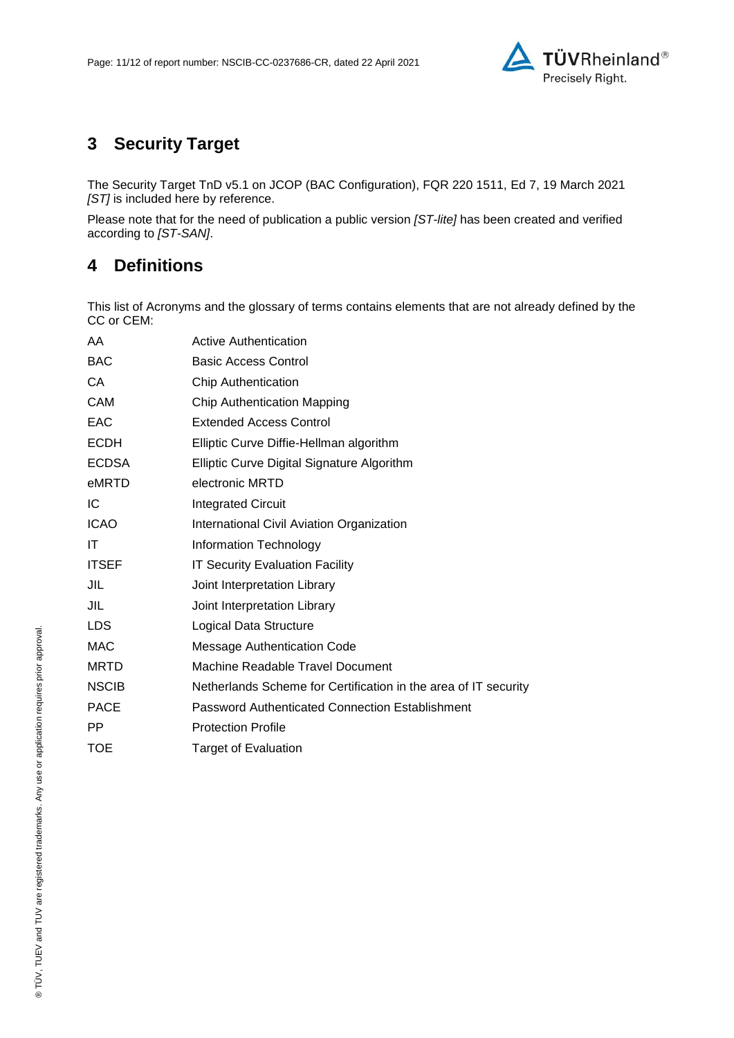## 3 Security Target

The Security Target TnD v5.1 on JCOP (BAC Configuration), FQR 220 1511, Ed 7, 19 March 2021 *[ST]* is included here by reference.

Please note that for the need of publication a public version *[ST-lite]* has been created and verified according to *[ST-SAN]*.

## 4 Definitions

This list of Acronyms and the glossary of terms contains elements that are not already defined by the CC or CEM:

| | |
|---|---|
| AA | Active Authentication |
| BAC | Basic Access Control |
| CA | Chip Authentication |
| CAM | Chip Authentication Mapping |
| EAC | Extended Access Control |
| ECDH | Elliptic Curve Diffie-Hellman algorithm |
| ECDSA | Elliptic Curve Digital Signature Algorithm |
| eMRTD | electronic MRTD |
| IC | Integrated Circuit |
| ICAO | International Civil Aviation Organization |
| IT | Information Technology |
| ITSEF | IT Security Evaluation Facility |
| JIL | Joint Interpretation Library |
| JIL | Joint Interpretation Library |
| LDS | Logical Data Structure |
| MAC | Message Authentication Code |
| MRTD | Machine Readable Travel Document |
| NSCIB | Netherlands Scheme for Certification in the area of IT security |
| PACE | Password Authenticated Connection Establishment |
| PP | Protection Profile |
| TOE | Target of Evaluation |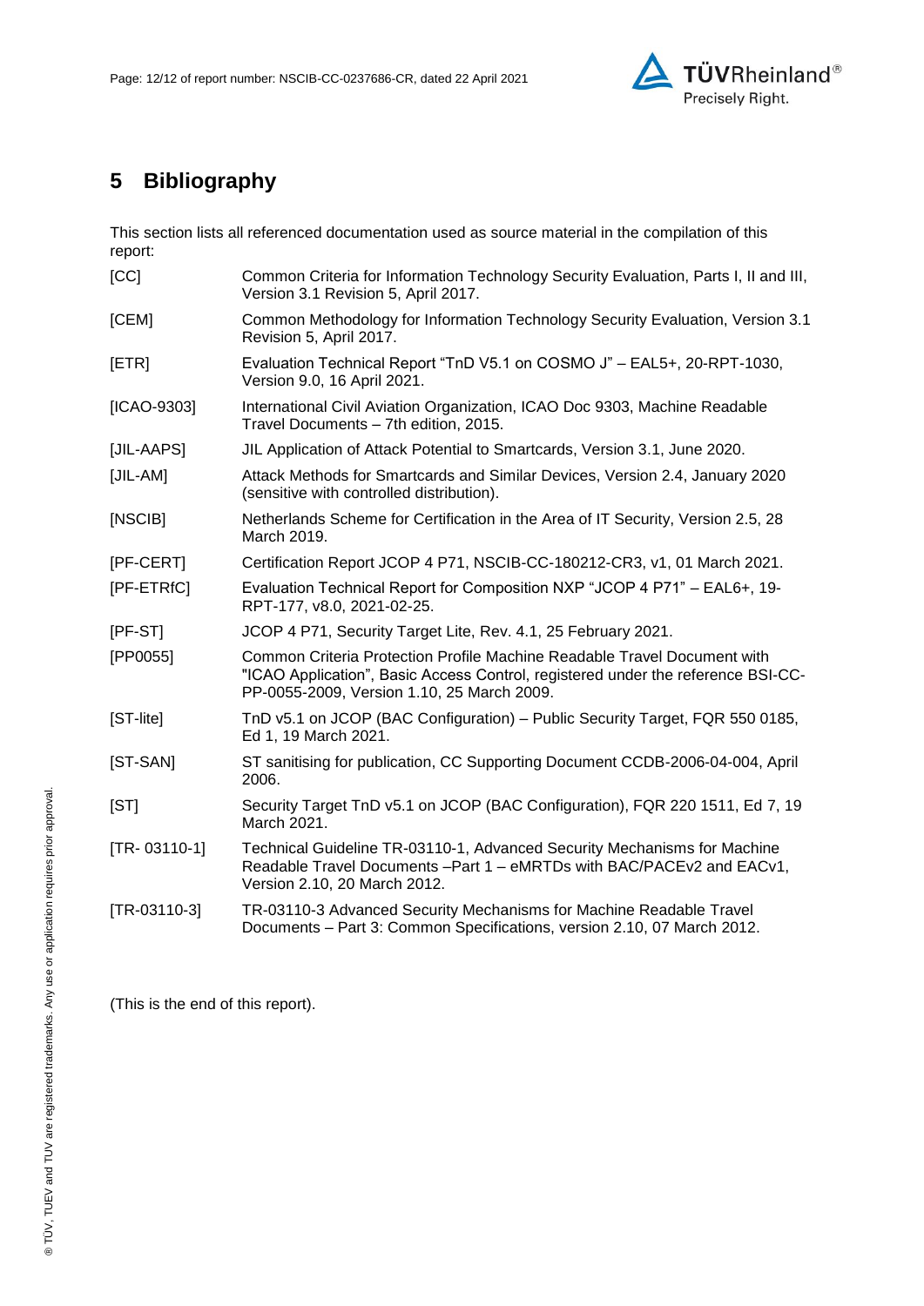# 5 Bibliography

This section lists all referenced documentation used as source material in the compilation of this report:

| | |
|---|---|
| [CC] | Common Criteria for Information Technology Security Evaluation, Parts I, II and III, Version 3.1 Revision 5, April 2017. |
| [CEM] | Common Methodology for Information Technology Security Evaluation, Version 3.1 Revision 5, April 2017. |
| [ETR] | Evaluation Technical Report "TnD V5.1 on COSMO J" – EAL5+, 20-RPT-1030, Version 9.0, 16 April 2021. |
| [ICAO-9303] | International Civil Aviation Organization, ICAO Doc 9303, Machine Readable Travel Documents – 7th edition, 2015. |
| [JIL-AAPS] | JIL Application of Attack Potential to Smartcards, Version 3.1, June 2020. |
| [JIL-AM] | Attack Methods for Smartcards and Similar Devices, Version 2.4, January 2020 (sensitive with controlled distribution). |
| [NSCIB] | Netherlands Scheme for Certification in the Area of IT Security, Version 2.5, 28 March 2019. |
| [PF-CERT] | Certification Report JCOP 4 P71, NSCIB-CC-180212-CR3, v1, 01 March 2021. |
| [PF-ETRfC] | Evaluation Technical Report for Composition NXP "JCOP 4 P71" – EAL6+, 19-RPT-177, v8.0, 2021-02-25. |
| [PF-ST] | JCOP 4 P71, Security Target Lite, Rev. 4.1, 25 February 2021. |
| [PP0055] | Common Criteria Protection Profile Machine Readable Travel Document with "ICAO Application", Basic Access Control, registered under the reference BSI-CC-PP-0055-2009, Version 1.10, 25 March 2009. |
| [ST-lite] | TnD v5.1 on JCOP (BAC Configuration) – Public Security Target, FQR 550 0185, Ed 1, 19 March 2021. |
| [ST-SAN] | ST sanitising for publication, CC Supporting Document CCDB-2006-04-004, April 2006. |
| [ST] | Security Target TnD v5.1 on JCOP (BAC Configuration), FQR 220 1511, Ed 7, 19 March 2021. |
| [TR- 03110-1] | Technical Guideline TR-03110-1, Advanced Security Mechanisms for Machine Readable Travel Documents –Part 1 – eMRTDs with BAC/PACEv2 and EACv1, Version 2.10, 20 March 2012. |
| [TR-03110-3] | TR-03110-3 Advanced Security Mechanisms for Machine Readable Travel Documents – Part 3: Common Specifications, version 2.10, 07 March 2012. |

(This is the end of this report).